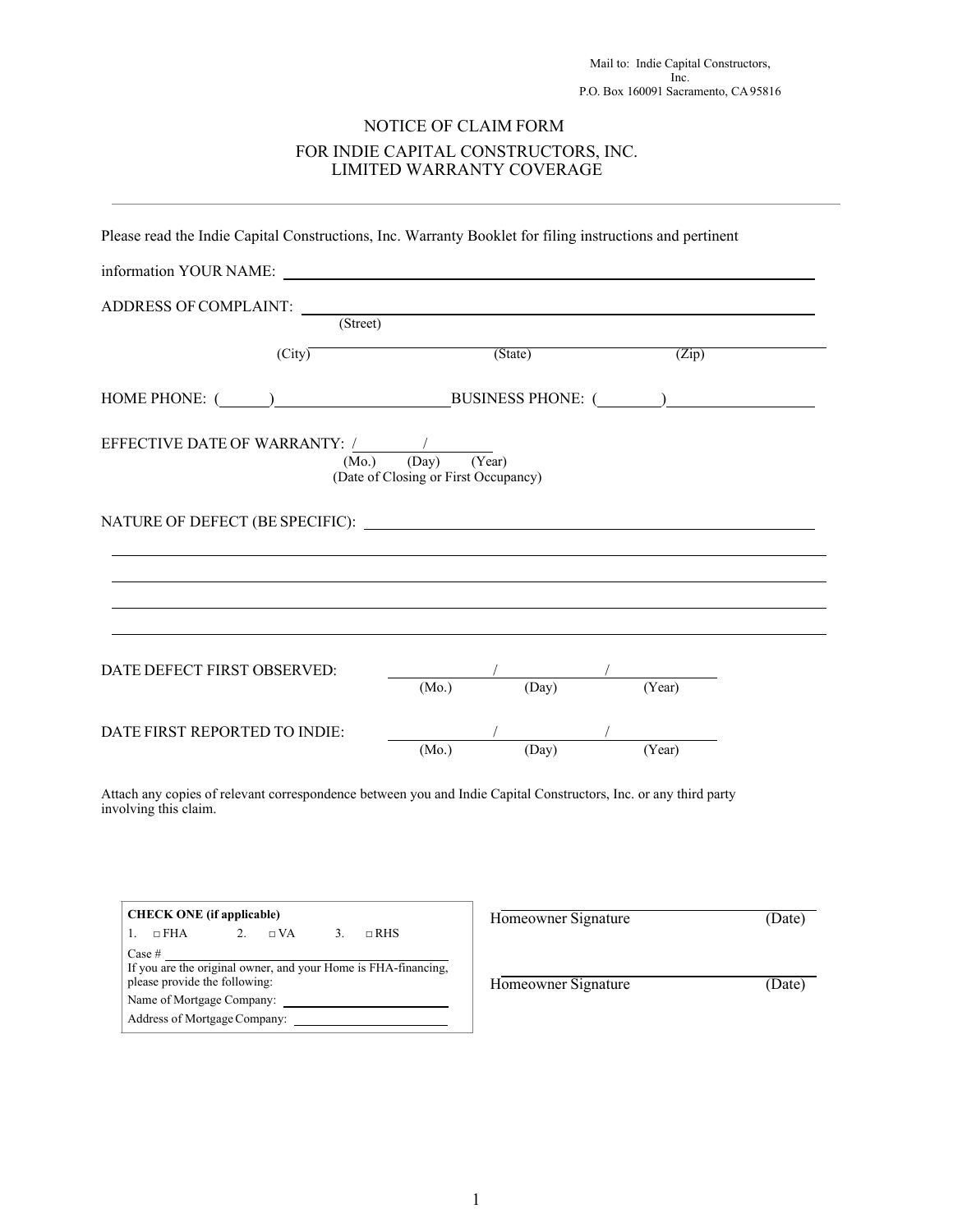Mail to: Indie Capital Constructors, Inc.
P.O. Box 160091 Sacramento, CA 95816

# NOTICE OF CLAIM FORM

## FOR INDIE CAPITAL CONSTRUCTORS, INC.
## LIMITED WARRANTY COVERAGE

---

Please read the Indie Capital Constructions, Inc. Warranty Booklet for filing instructions and pertinent information YOUR NAME: ______________________________

ADDRESS OF COMPLAINT: ______________________________
(Street)

______________________________
(City) (State) (Zip)

HOME PHONE: ( ) ______________ BUSINESS PHONE: ( ) ______________

EFFECTIVE DATE OF WARRANTY: ___/___/___
(Mo.) (Day) (Year)
(Date of Closing or First Occupancy)

NATURE OF DEFECT (BE SPECIFIC): ______________________________

______________________________

______________________________

______________________________

______________________________

DATE DEFECT FIRST OBSERVED: ___/___/___
(Mo.) (Day) (Year)

DATE FIRST REPORTED TO INDIE: ___/___/___
(Mo.) (Day) (Year)

Attach any copies of relevant correspondence between you and Indie Capital Constructors, Inc. or any third party involving this claim.

**CHECK ONE (if applicable)**

1. □ FHA 2. □ VA 3. □ RHS

Case # ______________

If you are the original owner, and your Home is FHA-financing, please provide the following:

Name of Mortgage Company: ______________

Address of Mortgage Company: ______________

______________________________
Homeowner Signature (Date)

______________________________
Homeowner Signature (Date)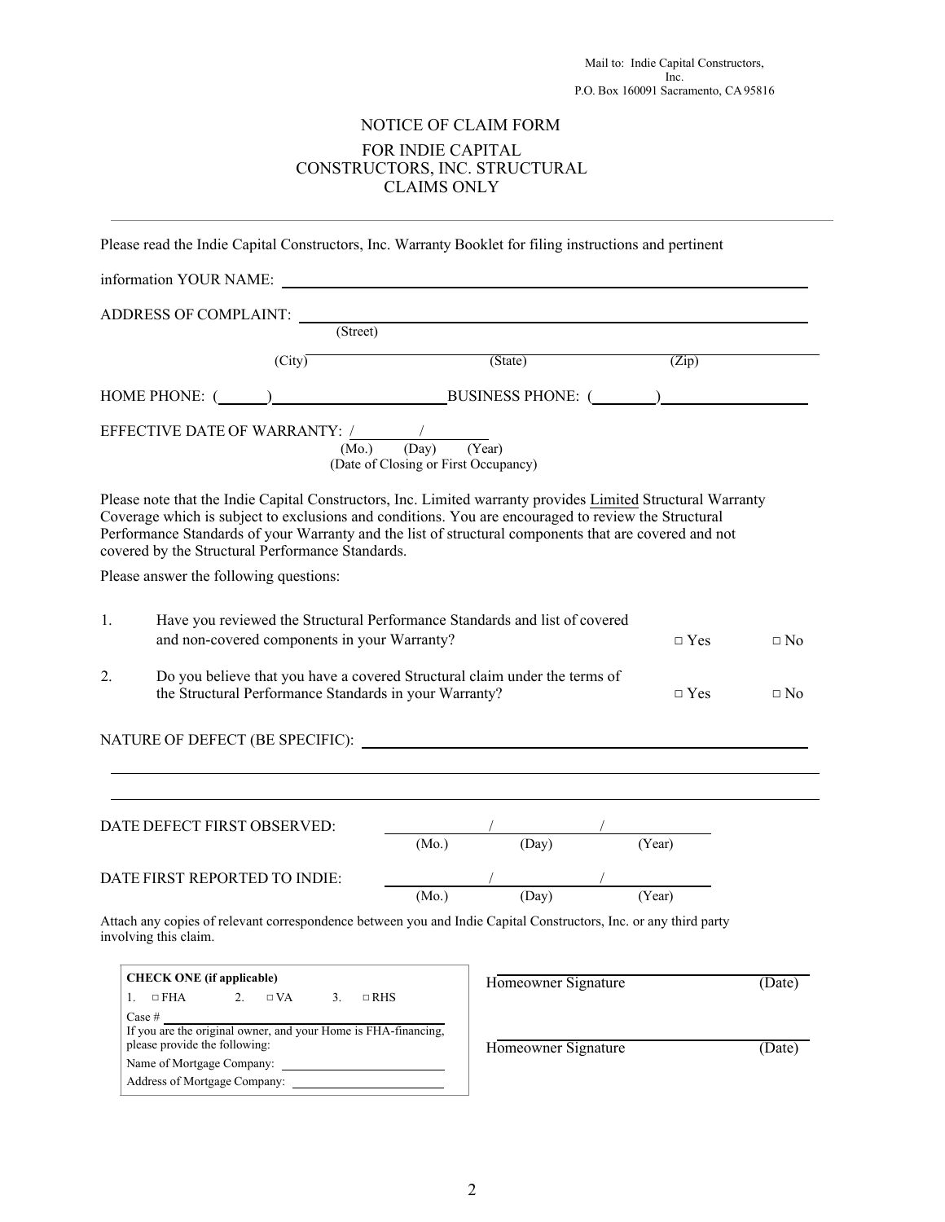Mail to: Indie Capital Constructors, Inc.
P.O. Box 160091 Sacramento, CA 95816

# NOTICE OF CLAIM FORM

## FOR INDIE CAPITAL CONSTRUCTORS, INC. STRUCTURAL CLAIMS ONLY

---

Please read the Indie Capital Constructors, Inc. Warranty Booklet for filing instructions and pertinent information YOUR NAME: ______________________________

ADDRESS OF COMPLAINT: ______________________________
(Street)

______________________________
(City) (State) (Zip)

HOME PHONE: (______)______________ BUSINESS PHONE: (________)______________

EFFECTIVE DATE OF WARRANTY: ____/____/____
(Mo.) (Day) (Year)
(Date of Closing or First Occupancy)

Please note that the Indie Capital Constructors, Inc. Limited warranty provides Limited Structural Warranty Coverage which is subject to exclusions and conditions. You are encouraged to review the Structural Performance Standards of your Warranty and the list of structural components that are covered and not covered by the Structural Performance Standards.

Please answer the following questions:

1. Have you reviewed the Structural Performance Standards and list of covered and non-covered components in your Warranty? □ Yes □ No

2. Do you believe that you have a covered Structural claim under the terms of the Structural Performance Standards in your Warranty? □ Yes □ No

NATURE OF DEFECT (BE SPECIFIC): ______________________________

______________________________

______________________________

DATE DEFECT FIRST OBSERVED: ____/____/____
(Mo.) (Day) (Year)

DATE FIRST REPORTED TO INDIE: ____/____/____
(Mo.) (Day) (Year)

Attach any copies of relevant correspondence between you and Indie Capital Constructors, Inc. or any third party involving this claim.

**CHECK ONE (if applicable)**

1. □ FHA 2. □ VA 3. □ RHS

Case # ______________________________

If you are the original owner, and your Home is FHA-financing, please provide the following:

Name of Mortgage Company: ______________________________

Address of Mortgage Company: ______________________________

______________________________
Homeowner Signature (Date)

______________________________
Homeowner Signature (Date)